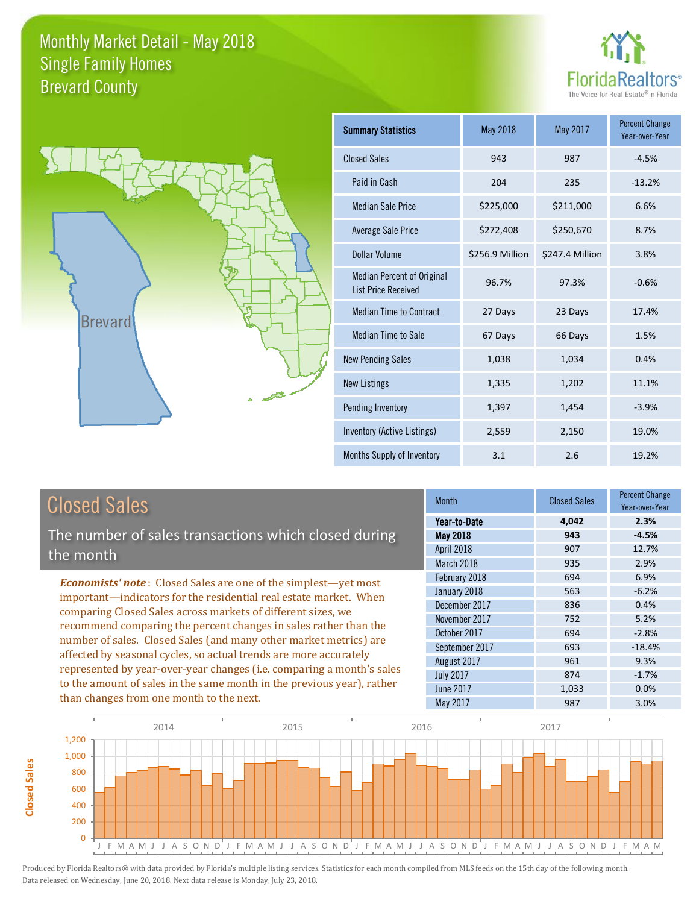# Monthly Market Detail - May 2018
## Single Family Homes
## Brevard County

FloridaRealtors® The Voice for Real Estate® in Florida

| Summary Statistics | May 2018 | May 2017 | Percent Change Year-over-Year |
|---|---|---|---|
| Closed Sales | 943 | 987 | -4.5% |
| Paid in Cash | 204 | 235 | -13.2% |
| Median Sale Price | $225,000 | $211,000 | 6.6% |
| Average Sale Price | $272,408 | $250,670 | 8.7% |
| Dollar Volume | $256.9 Million | $247.4 Million | 3.8% |
| Median Percent of Original List Price Received | 96.7% | 97.3% | -0.6% |
| Median Time to Contract | 27 Days | 23 Days | 17.4% |
| Median Time to Sale | 67 Days | 66 Days | 1.5% |
| New Pending Sales | 1,038 | 1,034 | 0.4% |
| New Listings | 1,335 | 1,202 | 11.1% |
| Pending Inventory | 1,397 | 1,454 | -3.9% |
| Inventory (Active Listings) | 2,559 | 2,150 | 19.0% |
| Months Supply of Inventory | 3.1 | 2.6 | 19.2% |

## Closed Sales

The number of sales transactions which closed during the month

***Economists' note***: Closed Sales are one of the simplest—yet most important—indicators for the residential real estate market. When comparing Closed Sales across markets of different sizes, we recommend comparing the percent changes in sales rather than the number of sales. Closed Sales (and many other market metrics) are affected by seasonal cycles, so actual trends are more accurately represented by year-over-year changes (i.e. comparing a month's sales to the amount of sales in the same month in the previous year), rather than changes from one month to the next.

| Month | Closed Sales | Percent Change Year-over-Year |
|---|---|---|
| **Year-to-Date** | **4,042** | **2.3%** |
| **May 2018** | **943** | **-4.5%** |
| April 2018 | 907 | 12.7% |
| March 2018 | 935 | 2.9% |
| February 2018 | 694 | 6.9% |
| January 2018 | 563 | -6.2% |
| December 2017 | 836 | 0.4% |
| November 2017 | 752 | 5.2% |
| October 2017 | 694 | -2.8% |
| September 2017 | 693 | -18.4% |
| August 2017 | 961 | 9.3% |
| July 2017 | 874 | -1.7% |
| June 2017 | 1,033 | 0.0% |
| May 2017 | 987 | 3.0% |

Produced by Florida Realtors® with data provided by Florida's multiple listing services. Statistics for each month compiled from MLS feeds on the 15th day of the following month. Data released on Wednesday, June 20, 2018. Next data release is Monday, July 23, 2018.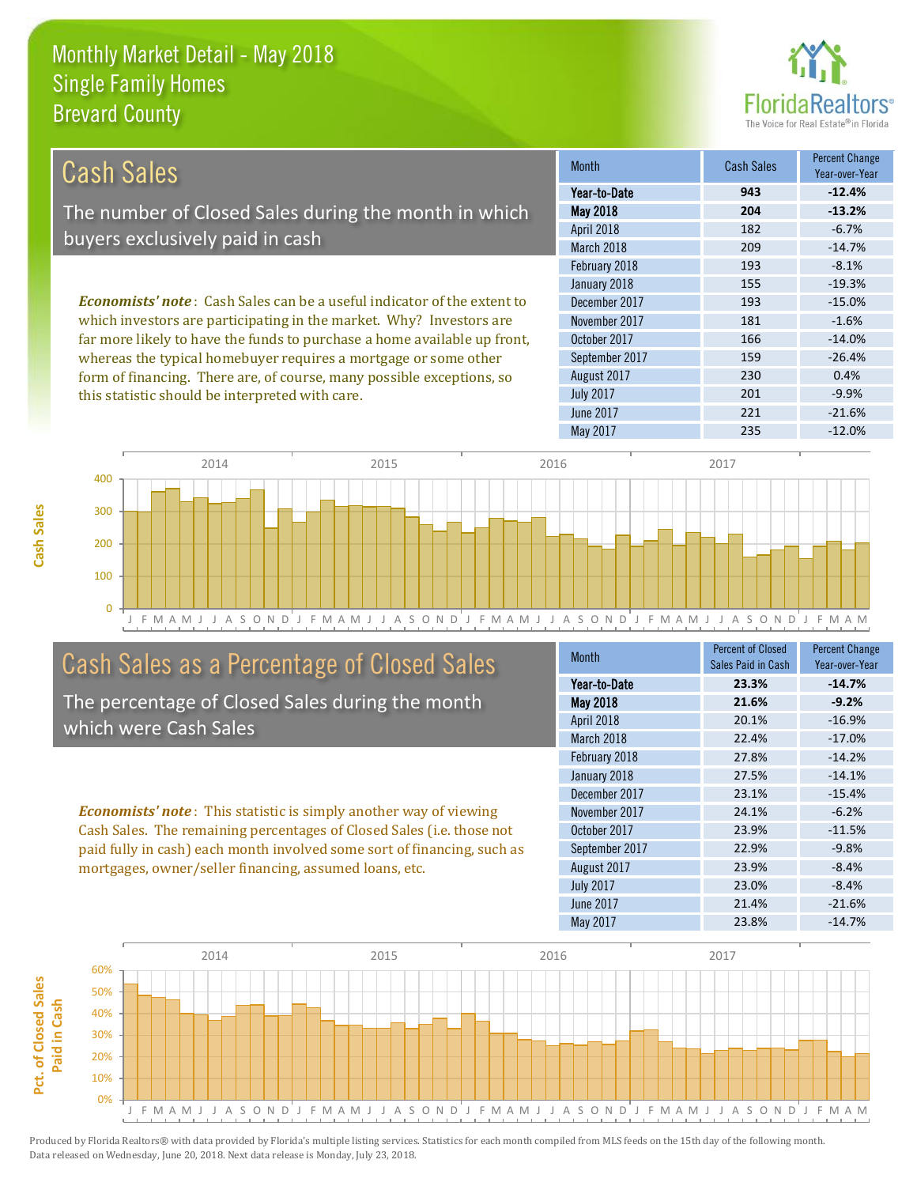# Monthly Market Detail - May 2018
## Single Family Homes
## Brevard County

## Cash Sales

The number of Closed Sales during the month in which buyers exclusively paid in cash

*Economists' note*: Cash Sales can be a useful indicator of the extent to which investors are participating in the market. Why? Investors are far more likely to have the funds to purchase a home available up front, whereas the typical homebuyer requires a mortgage or some other form of financing. There are, of course, many possible exceptions, so this statistic should be interpreted with care.

| Month | Cash Sales | Percent Change Year-over-Year |
|---|---|---|
| **Year-to-Date** | **943** | **-12.4%** |
| **May 2018** | **204** | **-13.2%** |
| April 2018 | 182 | -6.7% |
| March 2018 | 209 | -14.7% |
| February 2018 | 193 | -8.1% |
| January 2018 | 155 | -19.3% |
| December 2017 | 193 | -15.0% |
| November 2017 | 181 | -1.6% |
| October 2017 | 166 | -14.0% |
| September 2017 | 159 | -26.4% |
| August 2017 | 230 | 0.4% |
| July 2017 | 201 | -9.9% |
| June 2017 | 221 | -21.6% |
| May 2017 | 235 | -12.0% |

## Cash Sales as a Percentage of Closed Sales

The percentage of Closed Sales during the month which were Cash Sales

*Economists' note*: This statistic is simply another way of viewing Cash Sales. The remaining percentages of Closed Sales (i.e. those not paid fully in cash) each month involved some sort of financing, such as mortgages, owner/seller financing, assumed loans, etc.

| Month | Percent of Closed Sales Paid in Cash | Percent Change Year-over-Year |
|---|---|---|
| **Year-to-Date** | **23.3%** | **-14.7%** |
| **May 2018** | **21.6%** | **-9.2%** |
| April 2018 | 20.1% | -16.9% |
| March 2018 | 22.4% | -17.0% |
| February 2018 | 27.8% | -14.2% |
| January 2018 | 27.5% | -14.1% |
| December 2017 | 23.1% | -15.4% |
| November 2017 | 24.1% | -6.2% |
| October 2017 | 23.9% | -11.5% |
| September 2017 | 22.9% | -9.8% |
| August 2017 | 23.9% | -8.4% |
| July 2017 | 23.0% | -8.4% |
| June 2017 | 21.4% | -21.6% |
| May 2017 | 23.8% | -14.7% |

Produced by Florida Realtors® with data provided by Florida's multiple listing services. Statistics for each month compiled from MLS feeds on the 15th day of the following month. Data released on Wednesday, June 20, 2018. Next data release is Monday, July 23, 2018.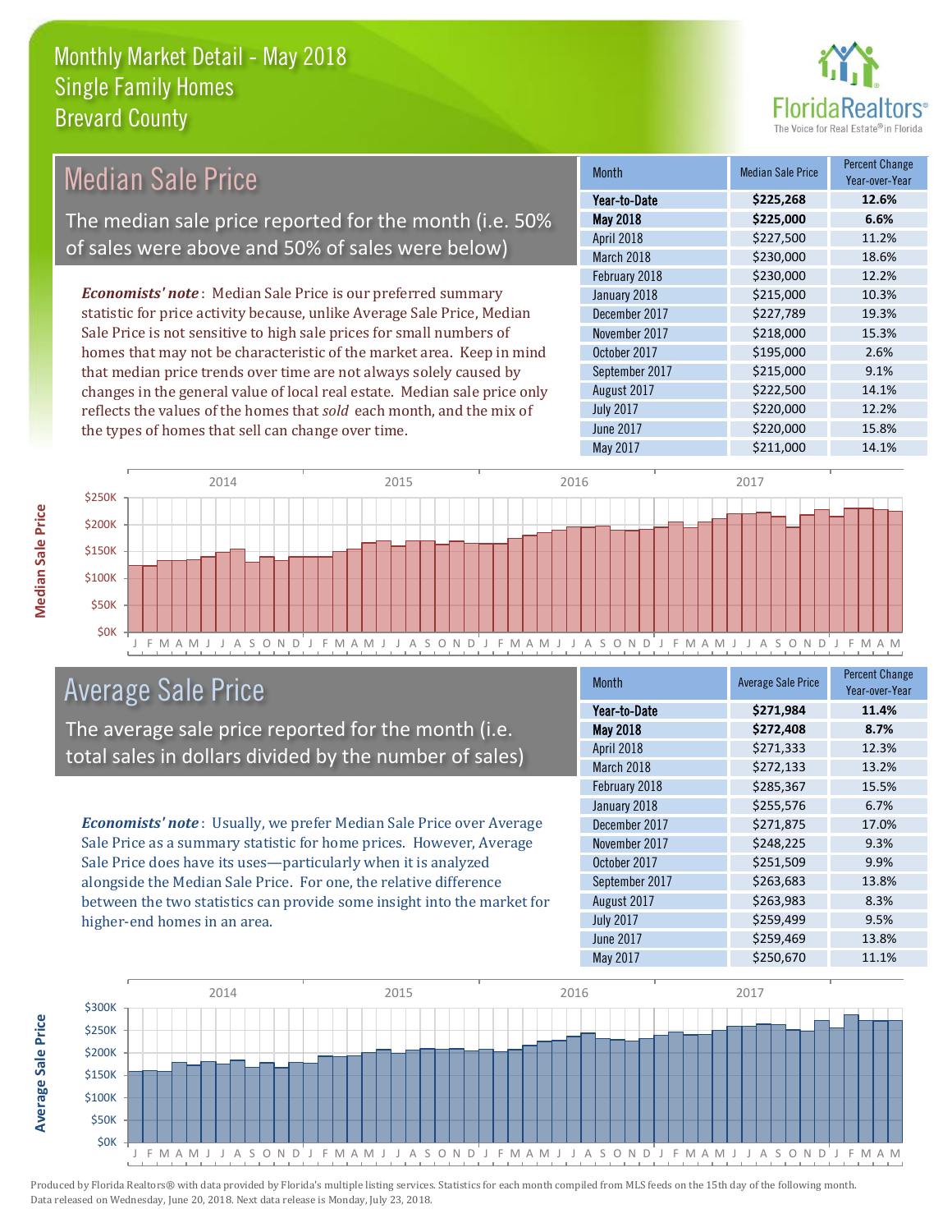# Monthly Market Detail - May 2018
## Single Family Homes
## Brevard County

## Median Sale Price

The median sale price reported for the month (i.e. 50% of sales were above and 50% of sales were below)

*Economists' note*: Median Sale Price is our preferred summary statistic for price activity because, unlike Average Sale Price, Median Sale Price is not sensitive to high sale prices for small numbers of homes that may not be characteristic of the market area. Keep in mind that median price trends over time are not always solely caused by changes in the general value of local real estate. Median sale price only reflects the values of the homes that *sold* each month, and the mix of the types of homes that sell can change over time.

| Month | Median Sale Price | Percent Change Year-over-Year |
|---|---|---|
| **Year-to-Date** | **$225,268** | **12.6%** |
| **May 2018** | **$225,000** | **6.6%** |
| April 2018 | $227,500 | 11.2% |
| March 2018 | $230,000 | 18.6% |
| February 2018 | $230,000 | 12.2% |
| January 2018 | $215,000 | 10.3% |
| December 2017 | $227,789 | 19.3% |
| November 2017 | $218,000 | 15.3% |
| October 2017 | $195,000 | 2.6% |
| September 2017 | $215,000 | 9.1% |
| August 2017 | $222,500 | 14.1% |
| July 2017 | $220,000 | 12.2% |
| June 2017 | $220,000 | 15.8% |
| May 2017 | $211,000 | 14.1% |

## Average Sale Price

The average sale price reported for the month (i.e. total sales in dollars divided by the number of sales)

*Economists' note*: Usually, we prefer Median Sale Price over Average Sale Price as a summary statistic for home prices. However, Average Sale Price does have its uses—particularly when it is analyzed alongside the Median Sale Price. For one, the relative difference between the two statistics can provide some insight into the market for higher-end homes in an area.

| Month | Average Sale Price | Percent Change Year-over-Year |
|---|---|---|
| **Year-to-Date** | **$271,984** | **11.4%** |
| **May 2018** | **$272,408** | **8.7%** |
| April 2018 | $271,333 | 12.3% |
| March 2018 | $272,133 | 13.2% |
| February 2018 | $285,367 | 15.5% |
| January 2018 | $255,576 | 6.7% |
| December 2017 | $271,875 | 17.0% |
| November 2017 | $248,225 | 9.3% |
| October 2017 | $251,509 | 9.9% |
| September 2017 | $263,683 | 13.8% |
| August 2017 | $263,983 | 8.3% |
| July 2017 | $259,499 | 9.5% |
| June 2017 | $259,469 | 13.8% |
| May 2017 | $250,670 | 11.1% |

Produced by Florida Realtors® with data provided by Florida's multiple listing services. Statistics for each month compiled from MLS feeds on the 15th day of the following month. Data released on Wednesday, June 20, 2018. Next data release is Monday, July 23, 2018.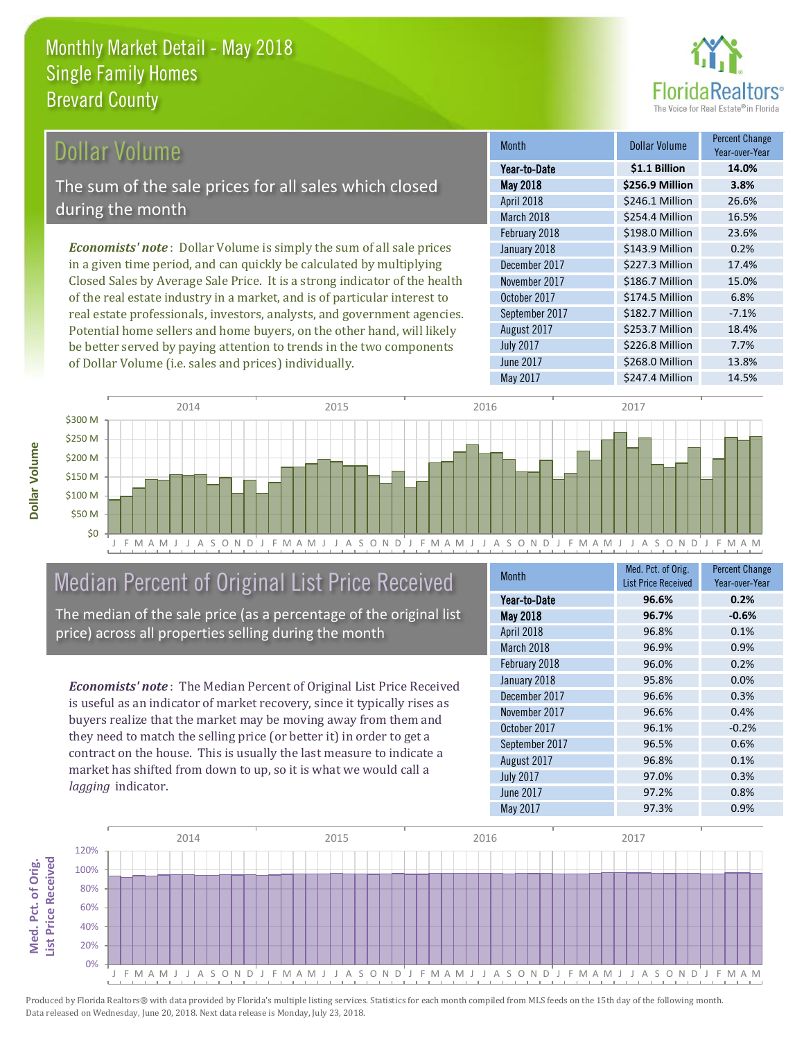# Monthly Market Detail - May 2018
## Single Family Homes
## Brevard County

## Dollar Volume

The sum of the sale prices for all sales which closed during the month

***Economists' note***: Dollar Volume is simply the sum of all sale prices in a given time period, and can quickly be calculated by multiplying Closed Sales by Average Sale Price. It is a strong indicator of the health of the real estate industry in a market, and is of particular interest to real estate professionals, investors, analysts, and government agencies. Potential home sellers and home buyers, on the other hand, will likely be better served by paying attention to trends in the two components of Dollar Volume (i.e. sales and prices) individually.

| Month | Dollar Volume | Percent Change Year-over-Year |
|---|---|---|
| **Year-to-Date** | **$1.1 Billion** | **14.0%** |
| **May 2018** | **$256.9 Million** | **3.8%** |
| April 2018 | $246.1 Million | 26.6% |
| March 2018 | $254.4 Million | 16.5% |
| February 2018 | $198.0 Million | 23.6% |
| January 2018 | $143.9 Million | 0.2% |
| December 2017 | $227.3 Million | 17.4% |
| November 2017 | $186.7 Million | 15.0% |
| October 2017 | $174.5 Million | 6.8% |
| September 2017 | $182.7 Million | -7.1% |
| August 2017 | $253.7 Million | 18.4% |
| July 2017 | $226.8 Million | 7.7% |
| June 2017 | $268.0 Million | 13.8% |
| May 2017 | $247.4 Million | 14.5% |

## Median Percent of Original List Price Received

The median of the sale price (as a percentage of the original list price) across all properties selling during the month

***Economists' note***: The Median Percent of Original List Price Received is useful as an indicator of market recovery, since it typically rises as buyers realize that the market may be moving away from them and they need to match the selling price (or better it) in order to get a contract on the house. This is usually the last measure to indicate a market has shifted from down to up, so it is what we would call a *lagging* indicator.

| Month | Med. Pct. of Orig. List Price Received | Percent Change Year-over-Year |
|---|---|---|
| **Year-to-Date** | **96.6%** | **0.2%** |
| **May 2018** | **96.7%** | **-0.6%** |
| April 2018 | 96.8% | 0.1% |
| March 2018 | 96.9% | 0.9% |
| February 2018 | 96.0% | 0.2% |
| January 2018 | 95.8% | 0.0% |
| December 2017 | 96.6% | 0.3% |
| November 2017 | 96.6% | 0.4% |
| October 2017 | 96.1% | -0.2% |
| September 2017 | 96.5% | 0.6% |
| August 2017 | 96.8% | 0.1% |
| July 2017 | 97.0% | 0.3% |
| June 2017 | 97.2% | 0.8% |
| May 2017 | 97.3% | 0.9% |

Produced by Florida Realtors® with data provided by Florida's multiple listing services. Statistics for each month compiled from MLS feeds on the 15th day of the following month. Data released on Wednesday, June 20, 2018. Next data release is Monday, July 23, 2018.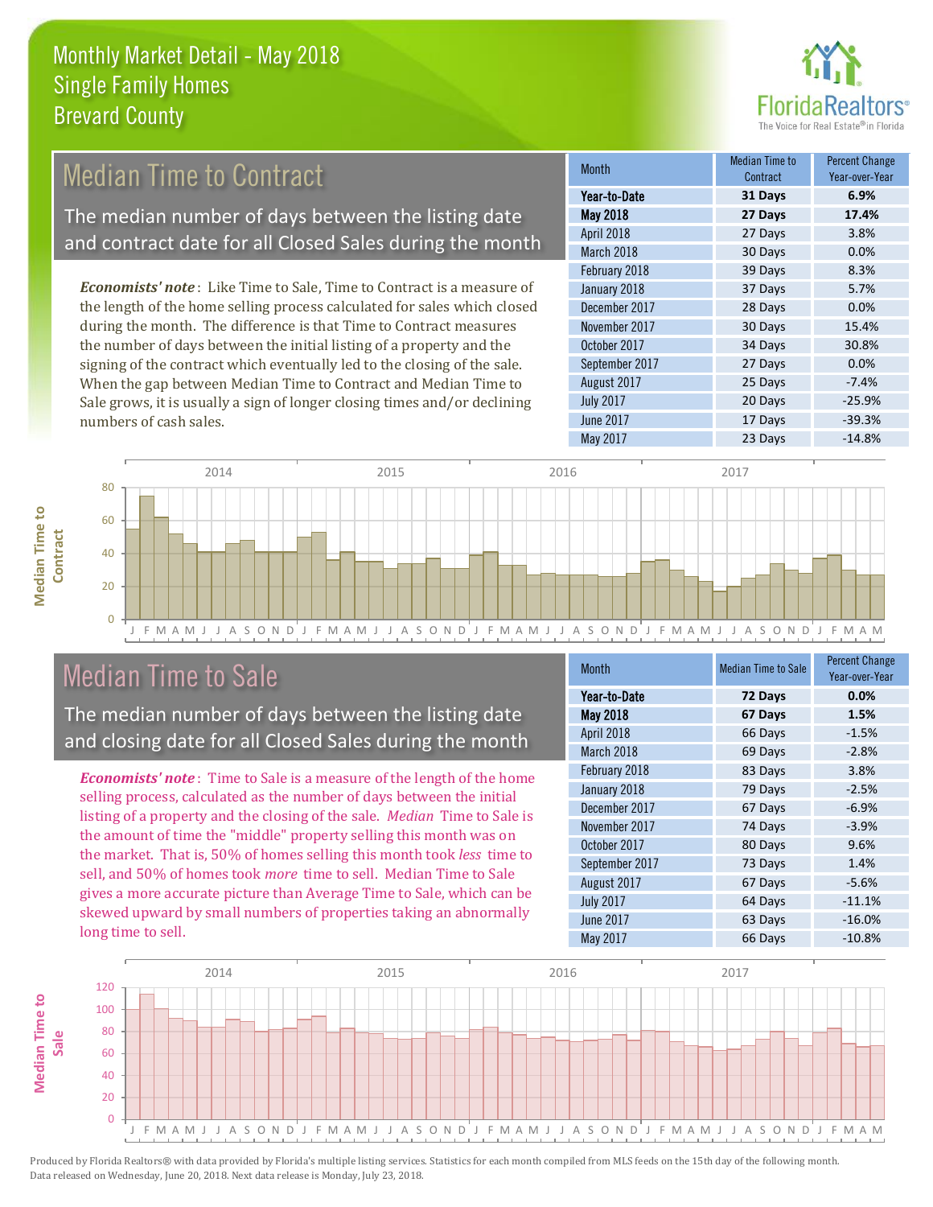# Monthly Market Detail - May 2018
## Single Family Homes
## Brevard County

## Median Time to Contract

The median number of days between the listing date and contract date for all Closed Sales during the month

*Economists' note*: Like Time to Sale, Time to Contract is a measure of the length of the home selling process calculated for sales which closed during the month. The difference is that Time to Contract measures the number of days between the initial listing of a property and the signing of the contract which eventually led to the closing of the sale. When the gap between Median Time to Contract and Median Time to Sale grows, it is usually a sign of longer closing times and/or declining numbers of cash sales.

| Month | Median Time to Contract | Percent Change Year-over-Year |
|---|---|---|
| **Year-to-Date** | **31 Days** | **6.9%** |
| **May 2018** | **27 Days** | **17.4%** |
| April 2018 | 27 Days | 3.8% |
| March 2018 | 30 Days | 0.0% |
| February 2018 | 39 Days | 8.3% |
| January 2018 | 37 Days | 5.7% |
| December 2017 | 28 Days | 0.0% |
| November 2017 | 30 Days | 15.4% |
| October 2017 | 34 Days | 30.8% |
| September 2017 | 27 Days | 0.0% |
| August 2017 | 25 Days | -7.4% |
| July 2017 | 20 Days | -25.9% |
| June 2017 | 17 Days | -39.3% |
| May 2017 | 23 Days | -14.8% |

## Median Time to Sale

The median number of days between the listing date and closing date for all Closed Sales during the month

*Economists' note*: Time to Sale is a measure of the length of the home selling process, calculated as the number of days between the initial listing of a property and the closing of the sale. *Median* Time to Sale is the amount of time the "middle" property selling this month was on the market. That is, 50% of homes selling this month took *less* time to sell, and 50% of homes took *more* time to sell. Median Time to Sale gives a more accurate picture than Average Time to Sale, which can be skewed upward by small numbers of properties taking an abnormally long time to sell.

| Month | Median Time to Sale | Percent Change Year-over-Year |
|---|---|---|
| **Year-to-Date** | **72 Days** | **0.0%** |
| **May 2018** | **67 Days** | **1.5%** |
| April 2018 | 66 Days | -1.5% |
| March 2018 | 69 Days | -2.8% |
| February 2018 | 83 Days | 3.8% |
| January 2018 | 79 Days | -2.5% |
| December 2017 | 67 Days | -6.9% |
| November 2017 | 74 Days | -3.9% |
| October 2017 | 80 Days | 9.6% |
| September 2017 | 73 Days | 1.4% |
| August 2017 | 67 Days | -5.6% |
| July 2017 | 64 Days | -11.1% |
| June 2017 | 63 Days | -16.0% |
| May 2017 | 66 Days | -10.8% |

Produced by Florida Realtors® with data provided by Florida's multiple listing services. Statistics for each month compiled from MLS feeds on the 15th day of the following month. Data released on Wednesday, June 20, 2018. Next data release is Monday, July 23, 2018.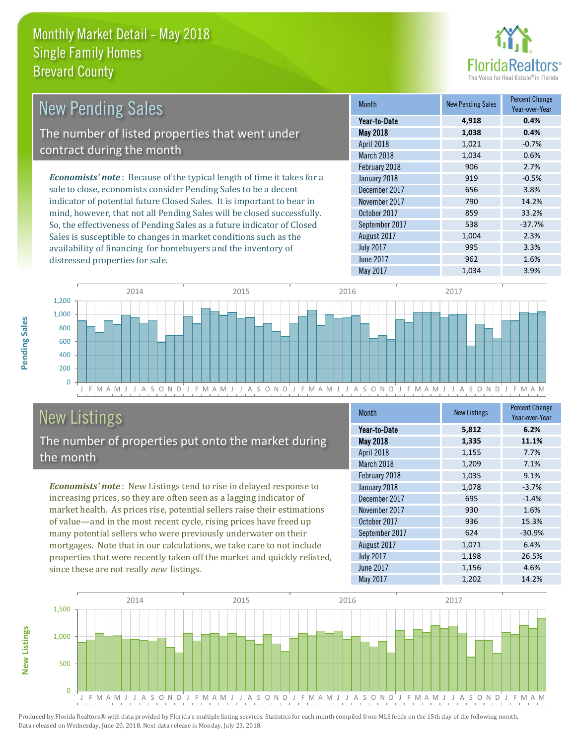# Monthly Market Detail - May 2018
## Single Family Homes
## Brevard County

## New Pending Sales

The number of listed properties that went under contract during the month

***Economists' note***: Because of the typical length of time it takes for a sale to close, economists consider Pending Sales to be a decent indicator of potential future Closed Sales. It is important to bear in mind, however, that not all Pending Sales will be closed successfully. So, the effectiveness of Pending Sales as a future indicator of Closed Sales is susceptible to changes in market conditions such as the availability of financing for homebuyers and the inventory of distressed properties for sale.

| Month | New Pending Sales | Percent Change Year-over-Year |
|---|---|---|
| **Year-to-Date** | **4,918** | **0.4%** |
| **May 2018** | **1,038** | **0.4%** |
| April 2018 | 1,021 | -0.7% |
| March 2018 | 1,034 | 0.6% |
| February 2018 | 906 | 2.7% |
| January 2018 | 919 | -0.5% |
| December 2017 | 656 | 3.8% |
| November 2017 | 790 | 14.2% |
| October 2017 | 859 | 33.2% |
| September 2017 | 538 | -37.7% |
| August 2017 | 1,004 | 2.3% |
| July 2017 | 995 | 3.3% |
| June 2017 | 962 | 1.6% |
| May 2017 | 1,034 | 3.9% |

## New Listings

The number of properties put onto the market during the month

***Economists' note***: New Listings tend to rise in delayed response to increasing prices, so they are often seen as a lagging indicator of market health. As prices rise, potential sellers raise their estimations of value—and in the most recent cycle, rising prices have freed up many potential sellers who were previously underwater on their mortgages. Note that in our calculations, we take care to not include properties that were recently taken off the market and quickly relisted, since these are not really *new* listings.

| Month | New Listings | Percent Change Year-over-Year |
|---|---|---|
| **Year-to-Date** | **5,812** | **6.2%** |
| **May 2018** | **1,335** | **11.1%** |
| April 2018 | 1,155 | 7.7% |
| March 2018 | 1,209 | 7.1% |
| February 2018 | 1,035 | 9.1% |
| January 2018 | 1,078 | -3.7% |
| December 2017 | 695 | -1.4% |
| November 2017 | 930 | 1.6% |
| October 2017 | 936 | 15.3% |
| September 2017 | 624 | -30.9% |
| August 2017 | 1,071 | 6.4% |
| July 2017 | 1,198 | 26.5% |
| June 2017 | 1,156 | 4.6% |
| May 2017 | 1,202 | 14.2% |

Produced by Florida Realtors® with data provided by Florida's multiple listing services. Statistics for each month compiled from MLS feeds on the 15th day of the following month. Data released on Wednesday, June 20, 2018. Next data release is Monday, July 23, 2018.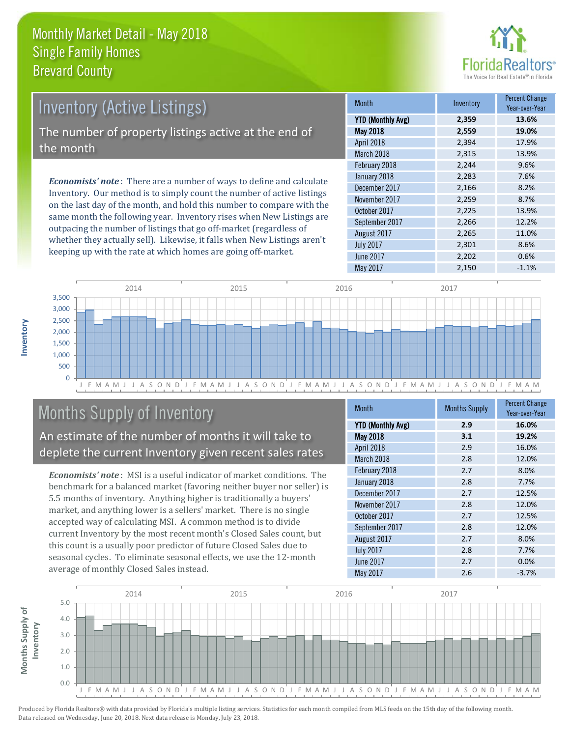# Monthly Market Detail - May 2018
## Single Family Homes
## Brevard County

## Inventory (Active Listings)

The number of property listings active at the end of the month

*Economists' note*: There are a number of ways to define and calculate Inventory. Our method is to simply count the number of active listings on the last day of the month, and hold this number to compare with the same month the following year. Inventory rises when New Listings are outpacing the number of listings that go off-market (regardless of whether they actually sell). Likewise, it falls when New Listings aren't keeping up with the rate at which homes are going off-market.

| Month | Inventory | Percent Change Year-over-Year |
|---|---|---|
| **YTD (Monthly Avg)** | **2,359** | **13.6%** |
| **May 2018** | **2,559** | **19.0%** |
| April 2018 | 2,394 | 17.9% |
| March 2018 | 2,315 | 13.9% |
| February 2018 | 2,244 | 9.6% |
| January 2018 | 2,283 | 7.6% |
| December 2017 | 2,166 | 8.2% |
| November 2017 | 2,259 | 8.7% |
| October 2017 | 2,225 | 13.9% |
| September 2017 | 2,266 | 12.2% |
| August 2017 | 2,265 | 11.0% |
| July 2017 | 2,301 | 8.6% |
| June 2017 | 2,202 | 0.6% |
| May 2017 | 2,150 | -1.1% |

## Months Supply of Inventory

An estimate of the number of months it will take to deplete the current Inventory given recent sales rates

*Economists' note*: MSI is a useful indicator of market conditions. The benchmark for a balanced market (favoring neither buyer nor seller) is 5.5 months of inventory. Anything higher is traditionally a buyers' market, and anything lower is a sellers' market. There is no single accepted way of calculating MSI. A common method is to divide current Inventory by the most recent month's Closed Sales count, but this count is a usually poor predictor of future Closed Sales due to seasonal cycles. To eliminate seasonal effects, we use the 12-month average of monthly Closed Sales instead.

| Month | Months Supply | Percent Change Year-over-Year |
|---|---|---|
| **YTD (Monthly Avg)** | **2.9** | **16.0%** |
| **May 2018** | **3.1** | **19.2%** |
| April 2018 | 2.9 | 16.0% |
| March 2018 | 2.8 | 12.0% |
| February 2018 | 2.7 | 8.0% |
| January 2018 | 2.8 | 7.7% |
| December 2017 | 2.7 | 12.5% |
| November 2017 | 2.8 | 12.0% |
| October 2017 | 2.7 | 12.5% |
| September 2017 | 2.8 | 12.0% |
| August 2017 | 2.7 | 8.0% |
| July 2017 | 2.8 | 7.7% |
| June 2017 | 2.7 | 0.0% |
| May 2017 | 2.6 | -3.7% |

Produced by Florida Realtors® with data provided by Florida's multiple listing services. Statistics for each month compiled from MLS feeds on the 15th day of the following month. Data released on Wednesday, June 20, 2018. Next data release is Monday, July 23, 2018.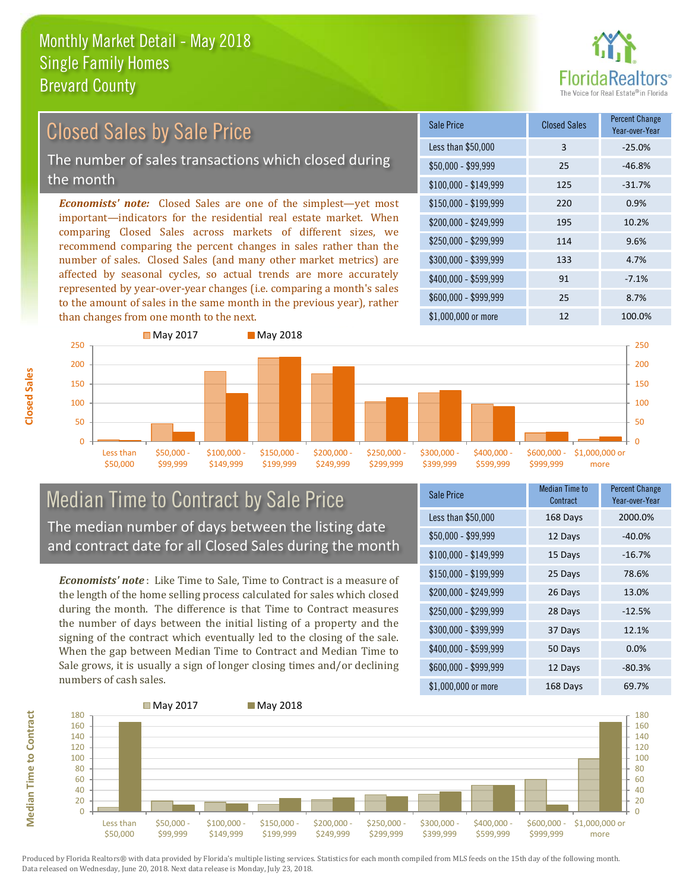# Monthly Market Detail - May 2018
## Single Family Homes
## Brevard County

## Closed Sales by Sale Price

The number of sales transactions which closed during the month

***Economists' note:*** Closed Sales are one of the simplest—yet most important—indicators for the residential real estate market. When comparing Closed Sales across markets of different sizes, we recommend comparing the percent changes in sales rather than the number of sales. Closed Sales (and many other market metrics) are affected by seasonal cycles, so actual trends are more accurately represented by year-over-year changes (i.e. comparing a month's sales to the amount of sales in the same month in the previous year), rather than changes from one month to the next.

| Sale Price | Closed Sales | Percent Change Year-over-Year |
|---|---|---|
| Less than $50,000 | 3 | -25.0% |
| $50,000 - $99,999 | 25 | -46.8% |
| $100,000 - $149,999 | 125 | -31.7% |
| $150,000 - $199,999 | 220 | 0.9% |
| $200,000 - $249,999 | 195 | 10.2% |
| $250,000 - $299,999 | 114 | 9.6% |
| $300,000 - $399,999 | 133 | 4.7% |
| $400,000 - $599,999 | 91 | -7.1% |
| $600,000 - $999,999 | 25 | 8.7% |
| $1,000,000 or more | 12 | 100.0% |

## Median Time to Contract by Sale Price

The median number of days between the listing date and contract date for all Closed Sales during the month

***Economists' note*** : Like Time to Sale, Time to Contract is a measure of the length of the home selling process calculated for sales which closed during the month. The difference is that Time to Contract measures the number of days between the initial listing of a property and the signing of the contract which eventually led to the closing of the sale. When the gap between Median Time to Contract and Median Time to Sale grows, it is usually a sign of longer closing times and/or declining numbers of cash sales.

| Sale Price | Median Time to Contract | Percent Change Year-over-Year |
|---|---|---|
| Less than $50,000 | 168 Days | 2000.0% |
| $50,000 - $99,999 | 12 Days | -40.0% |
| $100,000 - $149,999 | 15 Days | -16.7% |
| $150,000 - $199,999 | 25 Days | 78.6% |
| $200,000 - $249,999 | 26 Days | 13.0% |
| $250,000 - $299,999 | 28 Days | -12.5% |
| $300,000 - $399,999 | 37 Days | 12.1% |
| $400,000 - $599,999 | 50 Days | 0.0% |
| $600,000 - $999,999 | 12 Days | -80.3% |
| $1,000,000 or more | 168 Days | 69.7% |

Produced by Florida Realtors® with data provided by Florida's multiple listing services. Statistics for each month compiled from MLS feeds on the 15th day of the following month. Data released on Wednesday, June 20, 2018. Next data release is Monday, July 23, 2018.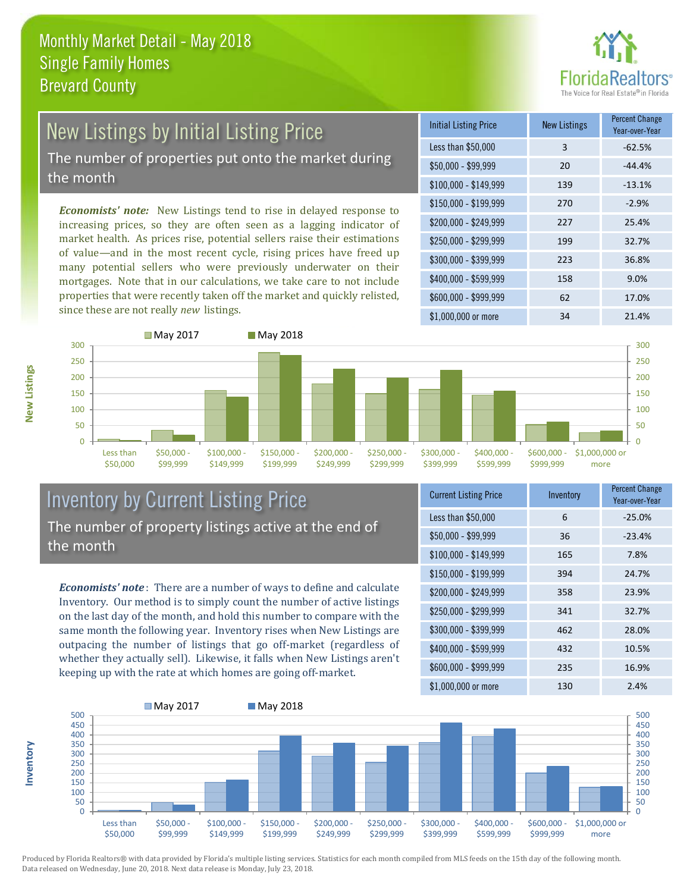# Monthly Market Detail - May 2018
## Single Family Homes
## Brevard County

## New Listings by Initial Listing Price

The number of properties put onto the market during the month

*Economists' note:* New Listings tend to rise in delayed response to increasing prices, so they are often seen as a lagging indicator of market health. As prices rise, potential sellers raise their estimations of value—and in the most recent cycle, rising prices have freed up many potential sellers who were previously underwater on their mortgages. Note that in our calculations, we take care to not include properties that were recently taken off the market and quickly relisted, since these are not really *new* listings.

| Initial Listing Price | New Listings | Percent Change Year-over-Year |
|---|---|---|
| Less than $50,000 | 3 | -62.5% |
| $50,000 - $99,999 | 20 | -44.4% |
| $100,000 - $149,999 | 139 | -13.1% |
| $150,000 - $199,999 | 270 | -2.9% |
| $200,000 - $249,999 | 227 | 25.4% |
| $250,000 - $299,999 | 199 | 32.7% |
| $300,000 - $399,999 | 223 | 36.8% |
| $400,000 - $599,999 | 158 | 9.0% |
| $600,000 - $999,999 | 62 | 17.0% |
| $1,000,000 or more | 34 | 21.4% |

## Inventory by Current Listing Price

The number of property listings active at the end of the month

*Economists' note*: There are a number of ways to define and calculate Inventory. Our method is to simply count the number of active listings on the last day of the month, and hold this number to compare with the same month the following year. Inventory rises when New Listings are outpacing the number of listings that go off-market (regardless of whether they actually sell). Likewise, it falls when New Listings aren't keeping up with the rate at which homes are going off-market.

| Current Listing Price | Inventory | Percent Change Year-over-Year |
|---|---|---|
| Less than $50,000 | 6 | -25.0% |
| $50,000 - $99,999 | 36 | -23.4% |
| $100,000 - $149,999 | 165 | 7.8% |
| $150,000 - $199,999 | 394 | 24.7% |
| $200,000 - $249,999 | 358 | 23.9% |
| $250,000 - $299,999 | 341 | 32.7% |
| $300,000 - $399,999 | 462 | 28.0% |
| $400,000 - $599,999 | 432 | 10.5% |
| $600,000 - $999,999 | 235 | 16.9% |
| $1,000,000 or more | 130 | 2.4% |

Produced by Florida Realtors® with data provided by Florida's multiple listing services. Statistics for each month compiled from MLS feeds on the 15th day of the following month. Data released on Wednesday, June 20, 2018. Next data release is Monday, July 23, 2018.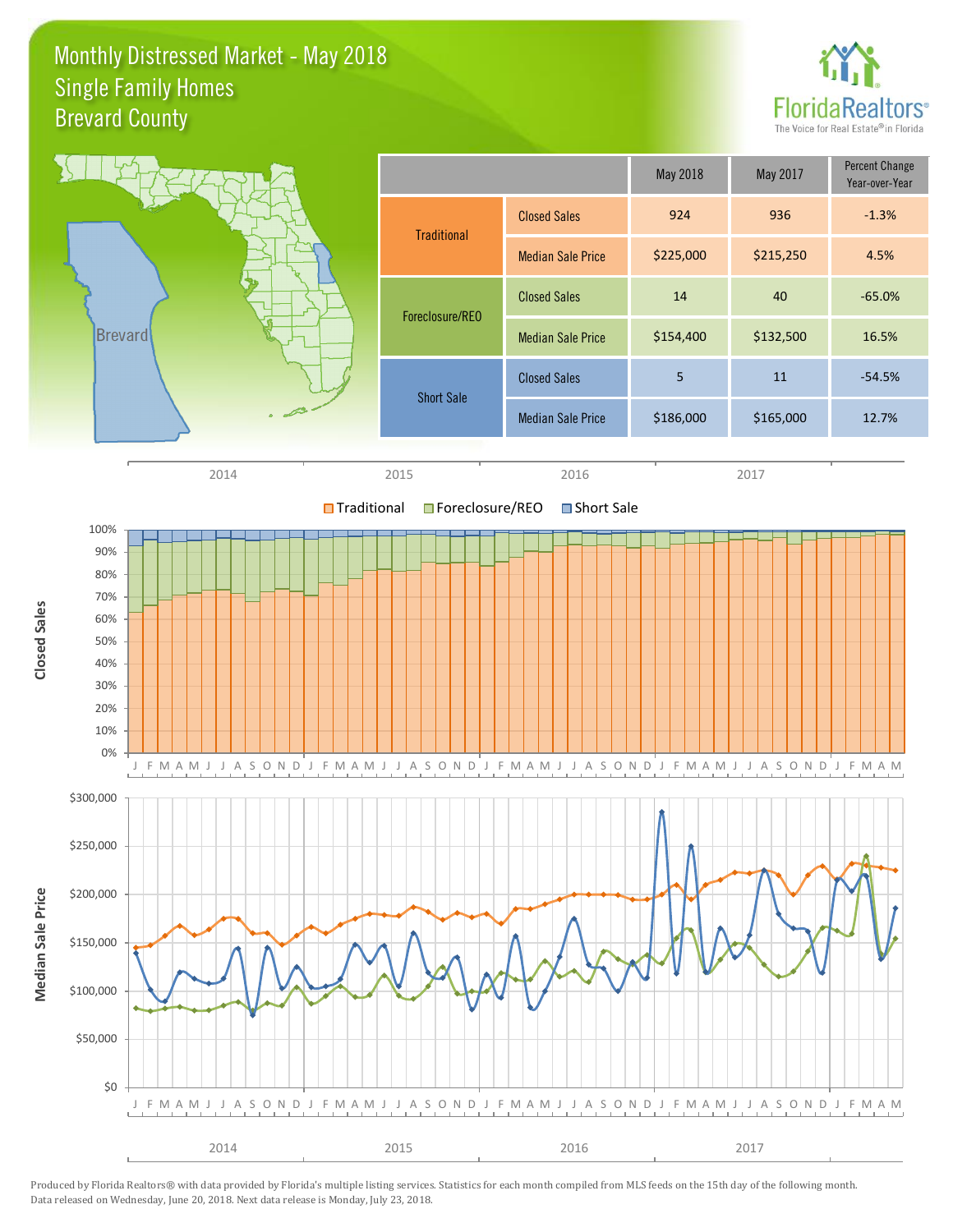# Monthly Distressed Market - May 2018
## Single Family Homes
## Brevard County

FloridaRealtors®
The Voice for Real Estate® in Florida

Brevard

| | | May 2018 | May 2017 | Percent Change Year-over-Year |
|---|---|---|---|---|
| Traditional | Closed Sales | 924 | 936 | -1.3% |
| | Median Sale Price | $225,000 | $215,250 | 4.5% |
| Foreclosure/REO | Closed Sales | 14 | 40 | -65.0% |
| | Median Sale Price | $154,400 | $132,500 | 16.5% |
| Short Sale | Closed Sales | 5 | 11 | -54.5% |
| | Median Sale Price | $186,000 | $165,000 | 12.7% |

2014 2015 2016 2017

Traditional Foreclosure/REO Short Sale

Closed Sales

100% 90% 80% 70% 60% 50% 40% 30% 20% 10% 0%

J F M A M J J A S O N D J F M A M J J A S O N D J F M A M J J A S O N D J F M A M J J A S O N D J F M A M

Median Sale Price

$300,000 $250,000 $200,000 $150,000 $100,000 $50,000 $0

J F M A M J J A S O N D J F M A M J J A S O N D J F M A M J J A S O N D J F M A M J J A S O N D J F M A M

2014 2015 2016 2017

Produced by Florida Realtors® with data provided by Florida's multiple listing services. Statistics for each month compiled from MLS feeds on the 15th day of the following month. Data released on Wednesday, June 20, 2018. Next data release is Monday, July 23, 2018.